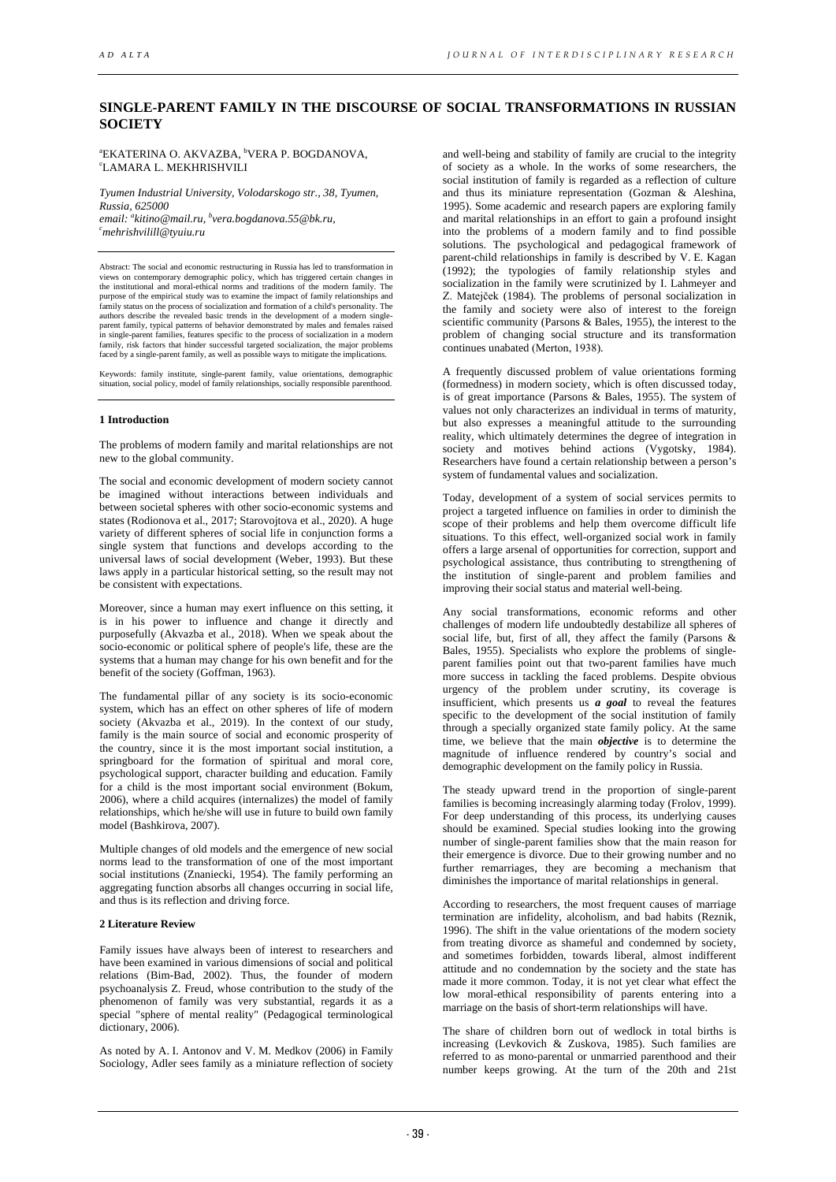# SINGLE-PARENT FAMILY IN THE DISCOURSE OF SOCIAL TRANSFORMATIONS IN RUSSIAN SOCIETY

[a]EKATERINA O. AKVAZBA, [b]VERA P. BOGDANOVA, [c]LAMARA L. MEKHRISHVILI

*Tyumen Industrial University, Volodarskogo str., 38, Tyumen, Russia, 625000*
*email: [a]kitino@mail.ru, [b]vera.bogdanova.55@bk.ru, [c]mehrishvilill@tyuiu.ru*

Abstract: The social and economic restructuring in Russia has led to transformation in views on contemporary demographic policy, which has triggered certain changes in the institutional and moral-ethical norms and traditions of the modern family. The purpose of the empirical study was to examine the impact of family relationships and family status on the process of socialization and formation of a child's personality. The authors describe the revealed basic trends in the development of a modern single-parent family, typical patterns of behavior demonstrated by males and females raised in single-parent families, features specific to the process of socialization in a modern family, risk factors that hinder successful targeted socialization, the major problems faced by a single-parent family, as well as possible ways to mitigate the implications.

Keywords: family institute, single-parent family, value orientations, demographic situation, social policy, model of family relationships, socially responsible parenthood.

## 1 Introduction

The problems of modern family and marital relationships are not new to the global community.

The social and economic development of modern society cannot be imagined without interactions between individuals and between societal spheres with other socio-economic systems and states (Rodionova et al., 2017; Starovojtova et al., 2020). A huge variety of different spheres of social life in conjunction forms a single system that functions and develops according to the universal laws of social development (Weber, 1993). But these laws apply in a particular historical setting, so the result may not be consistent with expectations.

Moreover, since a human may exert influence on this setting, it is in his power to influence and change it directly and purposefully (Akvazba et al., 2018). When we speak about the socio-economic or political sphere of people's life, these are the systems that a human may change for his own benefit and for the benefit of the society (Goffman, 1963).

The fundamental pillar of any society is its socio-economic system, which has an effect on other spheres of life of modern society (Akvazba et al., 2019). In the context of our study, family is the main source of social and economic prosperity of the country, since it is the most important social institution, a springboard for the formation of spiritual and moral core, psychological support, character building and education. Family for a child is the most important social environment (Bokum, 2006), where a child acquires (internalizes) the model of family relationships, which he/she will use in future to build own family model (Bashkirova, 2007).

Multiple changes of old models and the emergence of new social norms lead to the transformation of one of the most important social institutions (Znaniecki, 1954). The family performing an aggregating function absorbs all changes occurring in social life, and thus is its reflection and driving force.

## 2 Literature Review

Family issues have always been of interest to researchers and have been examined in various dimensions of social and political relations (Bim-Bad, 2002). Thus, the founder of modern psychoanalysis Z. Freud, whose contribution to the study of the phenomenon of family was very substantial, regards it as a special "sphere of mental reality" (Pedagogical terminological dictionary, 2006).

As noted by A. I. Antonov and V. M. Medkov (2006) in Family Sociology, Adler sees family as a miniature reflection of society and well-being and stability of family are crucial to the integrity of society as a whole. In the works of some researchers, the social institution of family is regarded as a reflection of culture and thus its miniature representation (Gozman & Aleshina, 1995). Some academic and research papers are exploring family and marital relationships in an effort to gain a profound insight into the problems of a modern family and to find possible solutions. The psychological and pedagogical framework of parent-child relationships in family is described by V. E. Kagan (1992); the typologies of family relationship styles and socialization in the family were scrutinized by I. Lahmeyer and Z. Matejček (1984). The problems of personal socialization in the family and society were also of interest to the foreign scientific community (Parsons & Bales, 1955), the interest to the problem of changing social structure and its transformation continues unabated (Merton, 1938).

A frequently discussed problem of value orientations forming (formedness) in modern society, which is often discussed today, is of great importance (Parsons & Bales, 1955). The system of values not only characterizes an individual in terms of maturity, but also expresses a meaningful attitude to the surrounding reality, which ultimately determines the degree of integration in society and motives behind actions (Vygotsky, 1984). Researchers have found a certain relationship between a person's system of fundamental values and socialization.

Today, development of a system of social services permits to project a targeted influence on families in order to diminish the scope of their problems and help them overcome difficult life situations. To this effect, well-organized social work in family offers a large arsenal of opportunities for correction, support and psychological assistance, thus contributing to strengthening of the institution of single-parent and problem families and improving their social status and material well-being.

Any social transformations, economic reforms and other challenges of modern life undoubtedly destabilize all spheres of social life, but, first of all, they affect the family (Parsons & Bales, 1955). Specialists who explore the problems of single-parent families point out that two-parent families have much more success in tackling the faced problems. Despite obvious urgency of the problem under scrutiny, its coverage is insufficient, which presents us ***a goal*** to reveal the features specific to the development of the social institution of family through a specially organized state family policy. At the same time, we believe that the main ***objective*** is to determine the magnitude of influence rendered by country's social and demographic development on the family policy in Russia.

The steady upward trend in the proportion of single-parent families is becoming increasingly alarming today (Frolov, 1999). For deep understanding of this process, its underlying causes should be examined. Special studies looking into the growing number of single-parent families show that the main reason for their emergence is divorce. Due to their growing number and no further remarriages, they are becoming a mechanism that diminishes the importance of marital relationships in general.

According to researchers, the most frequent causes of marriage termination are infidelity, alcoholism, and bad habits (Reznik, 1996). The shift in the value orientations of the modern society from treating divorce as shameful and condemned by society, and sometimes forbidden, towards liberal, almost indifferent attitude and no condemnation by the society and the state has made it more common. Today, it is not yet clear what effect the low moral-ethical responsibility of parents entering into a marriage on the basis of short-term relationships will have.

The share of children born out of wedlock in total births is increasing (Levkovich & Zuskova, 1985). Such families are referred to as mono-parental or unmarried parenthood and their number keeps growing. At the turn of the 20th and 21st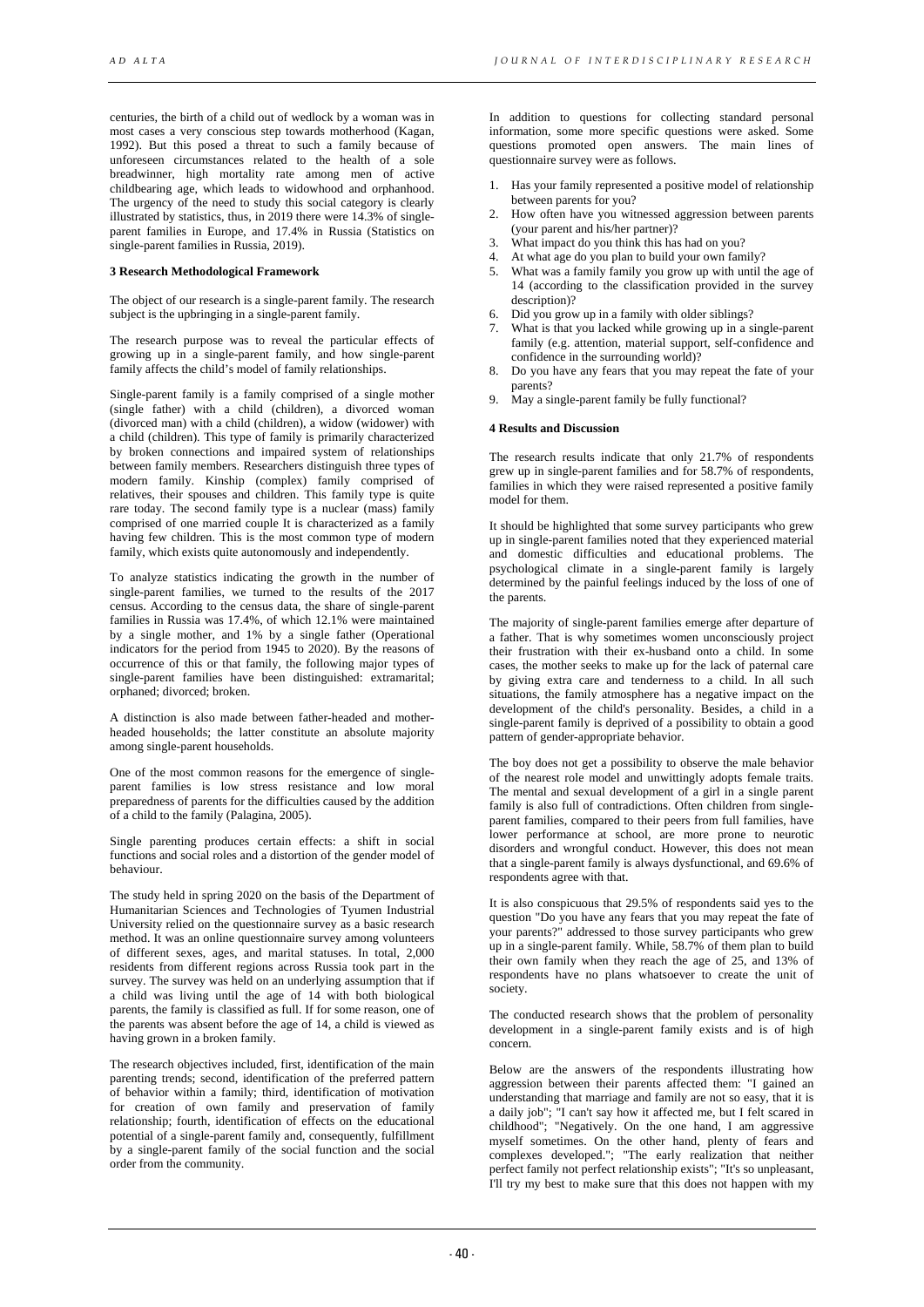centuries, the birth of a child out of wedlock by a woman was in most cases a very conscious step towards motherhood (Kagan, 1992). But this posed a threat to such a family because of unforeseen circumstances related to the health of a sole breadwinner, high mortality rate among men of active childbearing age, which leads to widowhood and orphanhood. The urgency of the need to study this social category is clearly illustrated by statistics, thus, in 2019 there were 14.3% of single-parent families in Europe, and 17.4% in Russia (Statistics on single-parent families in Russia, 2019).

### 3 Research Methodological Framework

The object of our research is a single-parent family. The research subject is the upbringing in a single-parent family.

The research purpose was to reveal the particular effects of growing up in a single-parent family, and how single-parent family affects the child's model of family relationships.

Single-parent family is a family comprised of a single mother (single father) with a child (children), a divorced woman (divorced man) with a child (children), a widow (widower) with a child (children). This type of family is primarily characterized by broken connections and impaired system of relationships between family members. Researchers distinguish three types of modern family. Kinship (complex) family comprised of relatives, their spouses and children. This family type is quite rare today. The second family type is a nuclear (mass) family comprised of one married couple It is characterized as a family having few children. This is the most common type of modern family, which exists quite autonomously and independently.

To analyze statistics indicating the growth in the number of single-parent families, we turned to the results of the 2017 census. According to the census data, the share of single-parent families in Russia was 17.4%, of which 12.1% were maintained by a single mother, and 1% by a single father (Operational indicators for the period from 1945 to 2020). By the reasons of occurrence of this or that family, the following major types of single-parent families have been distinguished: extramarital; orphaned; divorced; broken.

A distinction is also made between father-headed and mother-headed households; the latter constitute an absolute majority among single-parent households.

One of the most common reasons for the emergence of single-parent families is low stress resistance and low moral preparedness of parents for the difficulties caused by the addition of a child to the family (Palagina, 2005).

Single parenting produces certain effects: a shift in social functions and social roles and a distortion of the gender model of behaviour.

The study held in spring 2020 on the basis of the Department of Humanitarian Sciences and Technologies of Tyumen Industrial University relied on the questionnaire survey as a basic research method. It was an online questionnaire survey among volunteers of different sexes, ages, and marital statuses. In total, 2,000 residents from different regions across Russia took part in the survey. The survey was held on an underlying assumption that if a child was living until the age of 14 with both biological parents, the family is classified as full. If for some reason, one of the parents was absent before the age of 14, a child is viewed as having grown in a broken family.

The research objectives included, first, identification of the main parenting trends; second, identification of the preferred pattern of behavior within a family; third, identification of motivation for creation of own family and preservation of family relationship; fourth, identification of effects on the educational potential of a single-parent family and, consequently, fulfillment by a single-parent family of the social function and the social order from the community.

In addition to questions for collecting standard personal information, some more specific questions were asked. Some questions promoted open answers. The main lines of questionnaire survey were as follows.

1. Has your family represented a positive model of relationship between parents for you?
2. How often have you witnessed aggression between parents (your parent and his/her partner)?
3. What impact do you think this has had on you?
4. At what age do you plan to build your own family?
5. What was a family family you grow up with until the age of 14 (according to the classification provided in the survey description)?
6. Did you grow up in a family with older siblings?
7. What is that you lacked while growing up in a single-parent family (e.g. attention, material support, self-confidence and confidence in the surrounding world)?
8. Do you have any fears that you may repeat the fate of your parents?
9. May a single-parent family be fully functional?

### 4 Results and Discussion

The research results indicate that only 21.7% of respondents grew up in single-parent families and for 58.7% of respondents, families in which they were raised represented a positive family model for them.

It should be highlighted that some survey participants who grew up in single-parent families noted that they experienced material and domestic difficulties and educational problems. The psychological climate in a single-parent family is largely determined by the painful feelings induced by the loss of one of the parents.

The majority of single-parent families emerge after departure of a father. That is why sometimes women unconsciously project their frustration with their ex-husband onto a child. In some cases, the mother seeks to make up for the lack of paternal care by giving extra care and tenderness to a child. In all such situations, the family atmosphere has a negative impact on the development of the child's personality. Besides, a child in a single-parent family is deprived of a possibility to obtain a good pattern of gender-appropriate behavior.

The boy does not get a possibility to observe the male behavior of the nearest role model and unwittingly adopts female traits. The mental and sexual development of a girl in a single parent family is also full of contradictions. Often children from single-parent families, compared to their peers from full families, have lower performance at school, are more prone to neurotic disorders and wrongful conduct. However, this does not mean that a single-parent family is always dysfunctional, and 69.6% of respondents agree with that.

It is also conspicuous that 29.5% of respondents said yes to the question "Do you have any fears that you may repeat the fate of your parents?" addressed to those survey participants who grew up in a single-parent family. While, 58.7% of them plan to build their own family when they reach the age of 25, and 13% of respondents have no plans whatsoever to create the unit of society.

The conducted research shows that the problem of personality development in a single-parent family exists and is of high concern.

Below are the answers of the respondents illustrating how aggression between their parents affected them: "I gained an understanding that marriage and family are not so easy, that it is a daily job"; "I can't say how it affected me, but I felt scared in childhood"; "Negatively. On the one hand, I am aggressive myself sometimes. On the other hand, plenty of fears and complexes developed."; "The early realization that neither perfect family not perfect relationship exists"; "It's so unpleasant, I'll try my best to make sure that this does not happen with my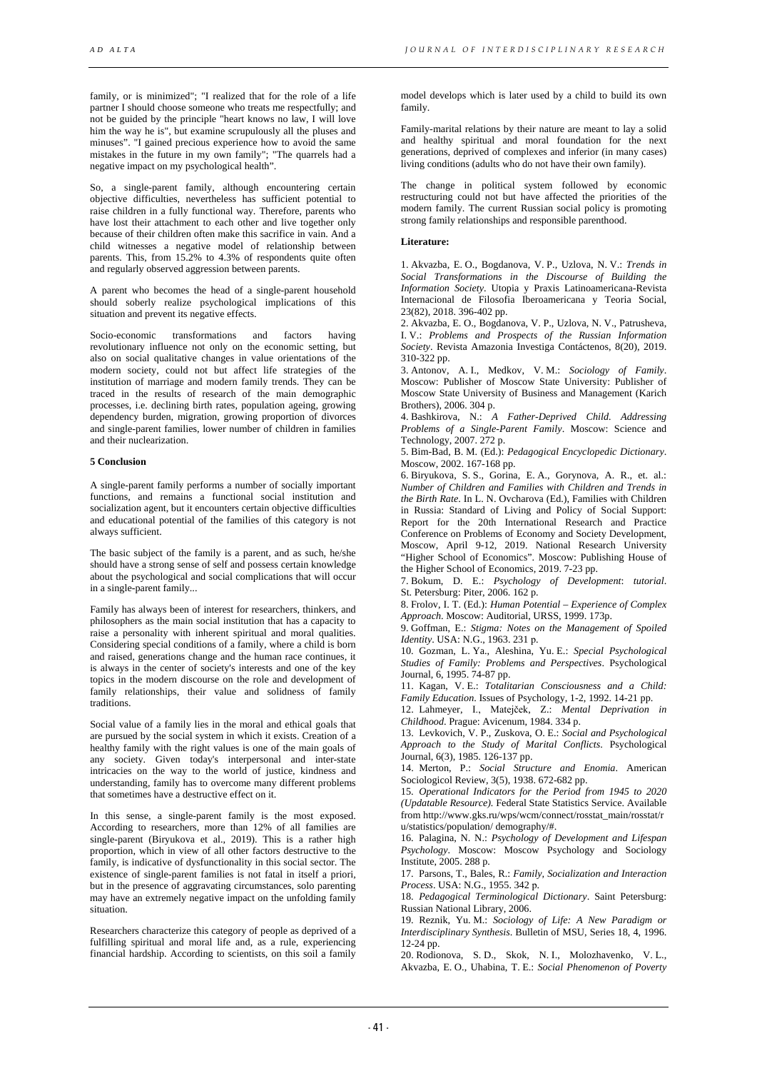family, or is minimized"; "I realized that for the role of a life partner I should choose someone who treats me respectfully; and not be guided by the principle "heart knows no law, I will love him the way he is", but examine scrupulously all the pluses and minuses". "I gained precious experience how to avoid the same mistakes in the future in my own family"; "The quarrels had a negative impact on my psychological health".

So, a single-parent family, although encountering certain objective difficulties, nevertheless has sufficient potential to raise children in a fully functional way. Therefore, parents who have lost their attachment to each other and live together only because of their children often make this sacrifice in vain. And a child witnesses a negative model of relationship between parents. This, from 15.2% to 4.3% of respondents quite often and regularly observed aggression between parents.

A parent who becomes the head of a single-parent household should soberly realize psychological implications of this situation and prevent its negative effects.

Socio-economic transformations and factors having revolutionary influence not only on the economic setting, but also on social qualitative changes in value orientations of the modern society, could not but affect life strategies of the institution of marriage and modern family trends. They can be traced in the results of research of the main demographic processes, i.e. declining birth rates, population ageing, growing dependency burden, migration, growing proportion of divorces and single-parent families, lower number of children in families and their nuclearization.

**5 Conclusion**

A single-parent family performs a number of socially important functions, and remains a functional social institution and socialization agent, but it encounters certain objective difficulties and educational potential of the families of this category is not always sufficient.

The basic subject of the family is a parent, and as such, he/she should have a strong sense of self and possess certain knowledge about the psychological and social complications that will occur in a single-parent family...

Family has always been of interest for researchers, thinkers, and philosophers as the main social institution that has a capacity to raise a personality with inherent spiritual and moral qualities. Considering special conditions of a family, where a child is born and raised, generations change and the human race continues, it is always in the center of society's interests and one of the key topics in the modern discourse on the role and development of family relationships, their value and solidness of family traditions.

Social value of a family lies in the moral and ethical goals that are pursued by the social system in which it exists. Creation of a healthy family with the right values is one of the main goals of any society. Given today's interpersonal and inter-state intricacies on the way to the world of justice, kindness and understanding, family has to overcome many different problems that sometimes have a destructive effect on it.

In this sense, a single-parent family is the most exposed. According to researchers, more than 12% of all families are single-parent (Biryukova et al., 2019). This is a rather high proportion, which in view of all other factors destructive to the family, is indicative of dysfunctionality in this social sector. The existence of single-parent families is not fatal in itself a priori, but in the presence of aggravating circumstances, solo parenting may have an extremely negative impact on the unfolding family situation.

Researchers characterize this category of people as deprived of a fulfilling spiritual and moral life and, as a rule, experiencing financial hardship. According to scientists, on this soil a family model develops which is later used by a child to build its own family.

Family-marital relations by their nature are meant to lay a solid and healthy spiritual and moral foundation for the next generations, deprived of complexes and inferior (in many cases) living conditions (adults who do not have their own family).

The change in political system followed by economic restructuring could not but have affected the priorities of the modern family. The current Russian social policy is promoting strong family relationships and responsible parenthood.

**Literature:**

1. Akvazba, E. O., Bogdanova, V. P., Uzlova, N. V.: *Trends in Social Transformations in the Discourse of Building the Information Society*. Utopia y Praxis Latinoamericana-Revista Internacional de Filosofia Iberoamericana y Teoria Social, 23(82), 2018. 396-402 pp.
2. Akvazba, E. O., Bogdanova, V. P., Uzlova, N. V., Patrusheva, I. V.: *Problems and Prospects of the Russian Information Society*. Revista Amazonia Investiga Contáctenos, 8(20), 2019. 310-322 pp.
3. Antonov, A. I., Medkov, V. M.: *Sociology of Family*. Moscow: Publisher of Moscow State University: Publisher of Moscow State University of Business and Management (Karich Brothers), 2006. 304 p.
4. Bashkirova, N.: *A Father-Deprived Child. Addressing Problems of a Single-Parent Family*. Moscow: Science and Technology, 2007. 272 p.
5. Bim-Bad, B. M. (Ed.): *Pedagogical Encyclopedic Dictionary*. Moscow, 2002. 167-168 pp.
6. Biryukova, S. S., Gorina, E. A., Gorynova, A. R., et. al.: *Number of Children and Families with Children and Trends in the Birth Rate*. In L. N. Ovcharova (Ed.), Families with Children in Russia: Standard of Living and Policy of Social Support: Report for the 20th International Research and Practice Conference on Problems of Economy and Society Development, Moscow, April 9-12, 2019. National Research University "Higher School of Economics". Moscow: Publishing House of the Higher School of Economics, 2019. 7-23 pp.
7. Bokum, D. E.: *Psychology of Development*: *tutorial*. St. Petersburg: Piter, 2006. 162 p.
8. Frolov, I. T. (Ed.): *Human Potential – Experience of Complex Approach*. Moscow: Auditorial, URSS, 1999. 173p.
9. Goffman, E.: *Stigma: Notes on the Management of Spoiled Identity*. USA: N.G., 1963. 231 p.
10. Gozman, L. Ya., Aleshina, Yu. E.: *Special Psychological Studies of Family: Problems and Perspectives*. Psychological Journal, 6, 1995. 74-87 pp.
11. Kagan, V. E.: *Totalitarian Consciousness and a Child: Family Education*. Issues of Psychology, 1-2, 1992. 14-21 pp.
12. Lahmeyer, I., Matejček, Z.: *Mental Deprivation in Childhood*. Prague: Avicenum, 1984. 334 p.
13. Levkovich, V. P., Zuskova, O. E.: *Social and Psychological Approach to the Study of Marital Conflicts*. Psychological Journal, 6(3), 1985. 126-137 pp.
14. Merton, P.: *Social Structure and Enomia*. American Sociologicol Review, 3(5), 1938. 672-682 pp.
15. *Operational Indicators for the Period from 1945 to 2020 (Updatable Resource)*. Federal State Statistics Service. Available from http://www.gks.ru/wps/wcm/connect/rosstat_main/rosstat/ru/statistics/population/ demography/#.
16. Palagina, N. N.: *Psychology of Development and Lifespan Psychology*. Moscow: Moscow Psychology and Sociology Institute, 2005. 288 p.
17. Parsons, T., Bales, R.: *Family, Socialization and Interaction Process*. USA: N.G., 1955. 342 p.
18. *Pedagogical Terminological Dictionary*. Saint Petersburg: Russian National Library, 2006.
19. Reznik, Yu. M.: *Sociology of Life: A New Paradigm or Interdisciplinary Synthesis*. Bulletin of MSU, Series 18, 4, 1996. 12-24 pp.
20. Rodionova, S. D., Skok, N. I., Molozhavenko, V. L., Akvazba, E. O., Uhabina, T. E.: *Social Phenomenon of Poverty*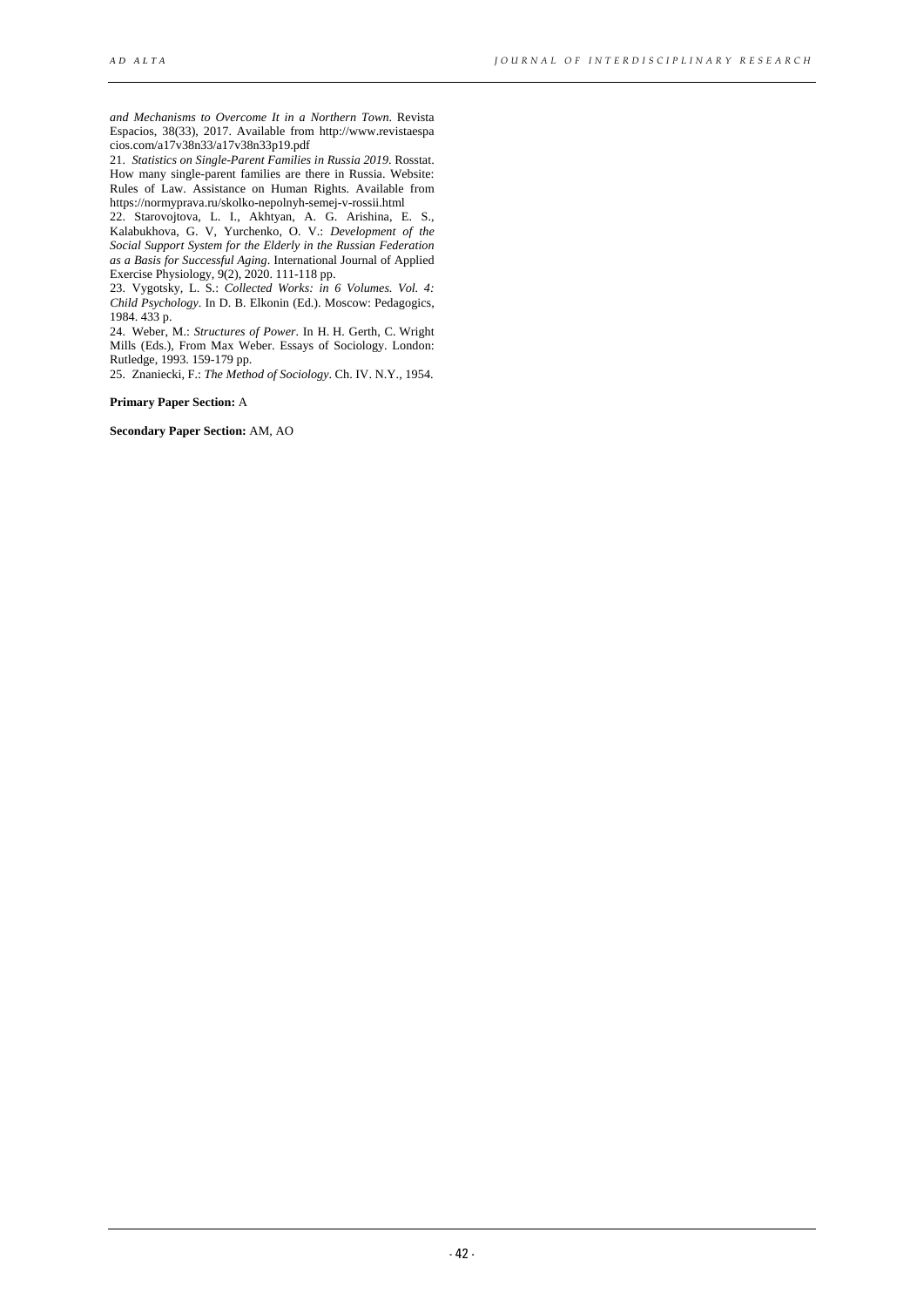*and Mechanisms to Overcome It in a Northern Town*. Revista Espacios, 38(33), 2017. Available from http://www.revistaespacios.com/a17v38n33/a17v38n33p19.pdf

21. *Statistics on Single-Parent Families in Russia 2019*. Rosstat. How many single-parent families are there in Russia. Website: Rules of Law. Assistance on Human Rights. Available from https://normyprava.ru/skolko-nepolnyh-semej-v-rossii.html

22. Starovojtova, L. I., Akhtyan, A. G. Arishina, E. S., Kalabukhova, G. V, Yurchenko, O. V.: *Development of the Social Support System for the Elderly in the Russian Federation as a Basis for Successful Aging*. International Journal of Applied Exercise Physiology, 9(2), 2020. 111-118 pp.

23. Vygotsky, L. S.: *Collected Works: in 6 Volumes. Vol. 4: Child Psychology*. In D. B. Elkonin (Ed.). Moscow: Pedagogics, 1984. 433 p.

24. Weber, M.: *Structures of Power*. In H. H. Gerth, C. Wright Mills (Eds.), From Max Weber. Essays of Sociology. London: Rutledge, 1993. 159-179 pp.

25. Znaniecki, F.: *The Method of Sociology*. Ch. IV. N.Y., 1954.

**Primary Paper Section:** A

**Secondary Paper Section:** AM, AO